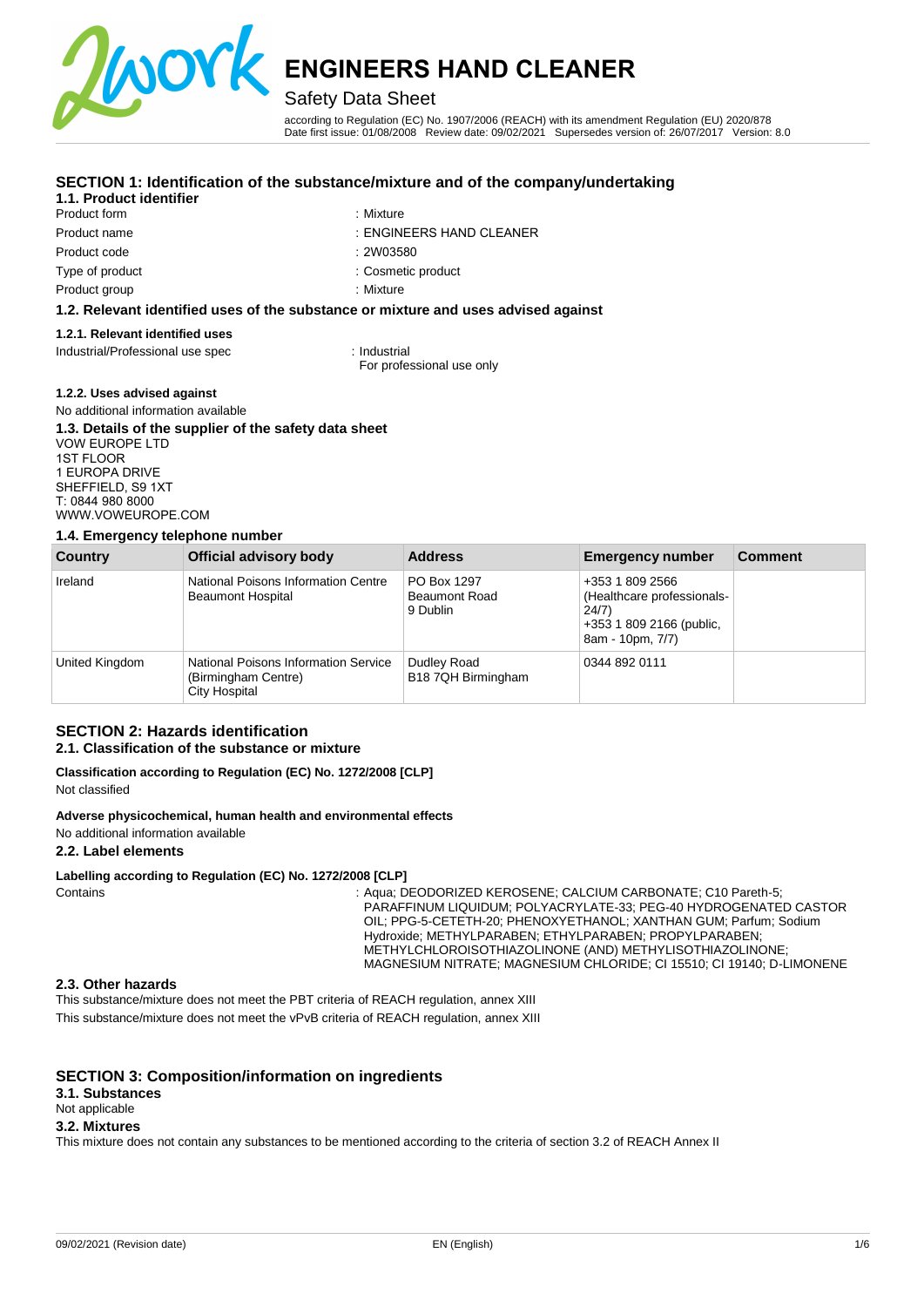# ENGINEERS HAND CLEANER

Safety Data Sheet

according to Regulation (EC) No. 1907/2006 (REACH) with its amendment Regulation (EU) 2020/878
Date first issue: 01/08/2008 Review date: 09/02/2021 Supersedes version of: 26/07/2017 Version: 8.0

## SECTION 1: Identification of the substance/mixture and of the company/undertaking

### 1.1. Product identifier

Product form : Mixture

Product name : ENGINEERS HAND CLEANER

Product code : 2W03580

Type of product : Cosmetic product

Product group : Mixture

### 1.2. Relevant identified uses of the substance or mixture and uses advised against

#### 1.2.1. Relevant identified uses

Industrial/Professional use spec : Industrial
For professional use only

#### 1.2.2. Uses advised against

No additional information available

### 1.3. Details of the supplier of the safety data sheet

VOW EUROPE LTD
1ST FLOOR
1 EUROPA DRIVE
SHEFFIELD, S9 1XT
T: 0844 980 8000
WWW.VOWEUROPE.COM

### 1.4. Emergency telephone number

| Country | Official advisory body | Address | Emergency number | Comment |
|---|---|---|---|---|
| Ireland | National Poisons Information Centre Beaumont Hospital | PO Box 1297 Beaumont Road 9 Dublin | +353 1 809 2566 (Healthcare professionals-24/7) +353 1 809 2166 (public, 8am - 10pm, 7/7) | |
| United Kingdom | National Poisons Information Service (Birmingham Centre) City Hospital | Dudley Road B18 7QH Birmingham | 0344 892 0111 | |

## SECTION 2: Hazards identification

### 2.1. Classification of the substance or mixture

**Classification according to Regulation (EC) No. 1272/2008 [CLP]**

Not classified

**Adverse physicochemical, human health and environmental effects**

No additional information available

### 2.2. Label elements

**Labelling according to Regulation (EC) No. 1272/2008 [CLP]**

Contains : Aqua; DEODORIZED KEROSENE; CALCIUM CARBONATE; C10 Pareth-5; PARAFFINUM LIQUIDUM; POLYACRYLATE-33; PEG-40 HYDROGENATED CASTOR OIL; PPG-5-CETETH-20; PHENOXYETHANOL; XANTHAN GUM; Parfum; Sodium Hydroxide; METHYLPARABEN; ETHYLPARABEN; PROPYLPARABEN; METHYLCHLOROISOTHIAZOLINONE (AND) METHYLISOTHIAZOLINONE; MAGNESIUM NITRATE; MAGNESIUM CHLORIDE; CI 15510; CI 19140; D-LIMONENE

### 2.3. Other hazards

This substance/mixture does not meet the PBT criteria of REACH regulation, annex XIII

This substance/mixture does not meet the vPvB criteria of REACH regulation, annex XIII

## SECTION 3: Composition/information on ingredients

### 3.1. Substances

Not applicable

### 3.2. Mixtures

This mixture does not contain any substances to be mentioned according to the criteria of section 3.2 of REACH Annex II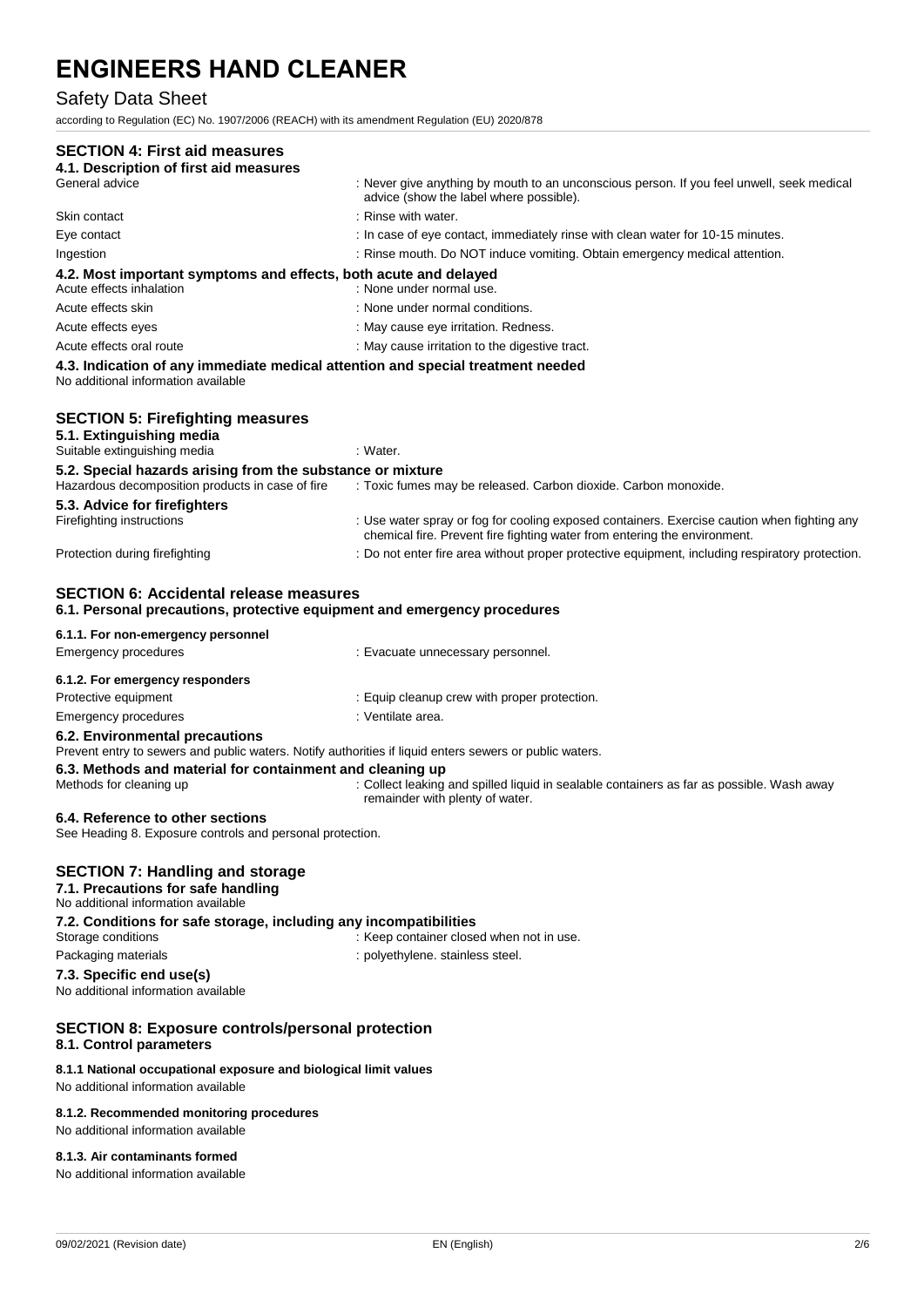## SECTION 4: First aid measures

### 4.1. Description of first aid measures

| | |
|---|---|
| General advice | : Never give anything by mouth to an unconscious person. If you feel unwell, seek medical advice (show the label where possible). |
| Skin contact | : Rinse with water. |
| Eye contact | : In case of eye contact, immediately rinse with clean water for 10-15 minutes. |
| Ingestion | : Rinse mouth. Do NOT induce vomiting. Obtain emergency medical attention. |

### 4.2. Most important symptoms and effects, both acute and delayed

| | |
|---|---|
| Acute effects inhalation | : None under normal use. |
| Acute effects skin | : None under normal conditions. |
| Acute effects eyes | : May cause eye irritation. Redness. |
| Acute effects oral route | : May cause irritation to the digestive tract. |

### 4.3. Indication of any immediate medical attention and special treatment needed

No additional information available

## SECTION 5: Firefighting measures

### 5.1. Extinguishing media

| | |
|---|---|
| Suitable extinguishing media | : Water. |

### 5.2. Special hazards arising from the substance or mixture

| | |
|---|---|
| Hazardous decomposition products in case of fire | : Toxic fumes may be released. Carbon dioxide. Carbon monoxide. |

### 5.3. Advice for firefighters

| | |
|---|---|
| Firefighting instructions | : Use water spray or fog for cooling exposed containers. Exercise caution when fighting any chemical fire. Prevent fire fighting water from entering the environment. |
| Protection during firefighting | : Do not enter fire area without proper protective equipment, including respiratory protection. |

## SECTION 6: Accidental release measures

### 6.1. Personal precautions, protective equipment and emergency procedures

#### 6.1.1. For non-emergency personnel

| | |
|---|---|
| Emergency procedures | : Evacuate unnecessary personnel. |

#### 6.1.2. For emergency responders

| | |
|---|---|
| Protective equipment | : Equip cleanup crew with proper protection. |
| Emergency procedures | : Ventilate area. |

### 6.2. Environmental precautions

Prevent entry to sewers and public waters. Notify authorities if liquid enters sewers or public waters.

### 6.3. Methods and material for containment and cleaning up

| | |
|---|---|
| Methods for cleaning up | : Collect leaking and spilled liquid in sealable containers as far as possible. Wash away remainder with plenty of water. |

### 6.4. Reference to other sections

See Heading 8. Exposure controls and personal protection.

## SECTION 7: Handling and storage

### 7.1. Precautions for safe handling

No additional information available

### 7.2. Conditions for safe storage, including any incompatibilities

| | |
|---|---|
| Storage conditions | : Keep container closed when not in use. |
| Packaging materials | : polyethylene. stainless steel. |

### 7.3. Specific end use(s)

No additional information available

## SECTION 8: Exposure controls/personal protection

### 8.1. Control parameters

#### 8.1.1 National occupational exposure and biological limit values

No additional information available

#### 8.1.2. Recommended monitoring procedures

No additional information available

#### 8.1.3. Air contaminants formed

No additional information available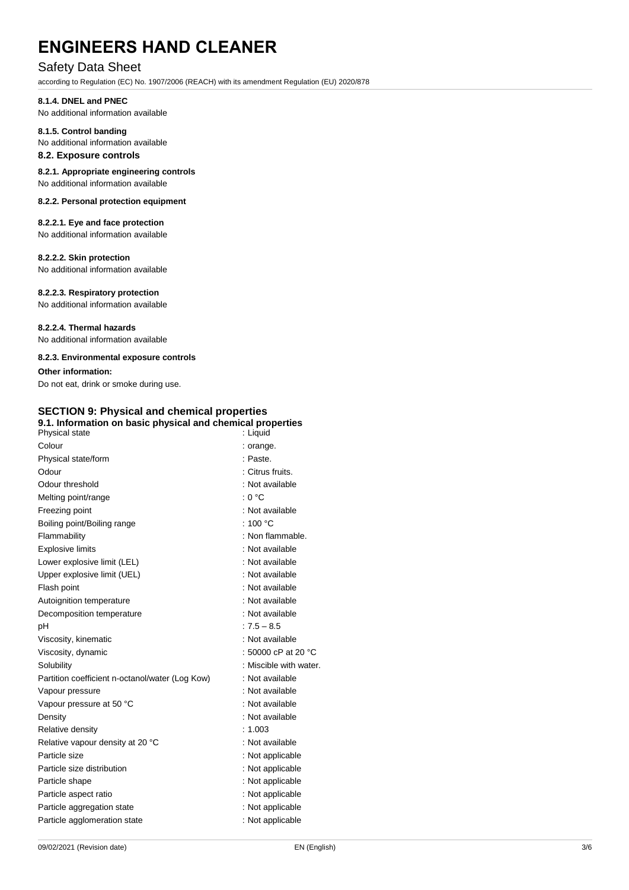#### 8.1.4. DNEL and PNEC

No additional information available

#### 8.1.5. Control banding

No additional information available

### 8.2. Exposure controls

#### 8.2.1. Appropriate engineering controls

No additional information available

#### 8.2.2. Personal protection equipment

##### 8.2.2.1. Eye and face protection

No additional information available

##### 8.2.2.2. Skin protection

No additional information available

##### 8.2.2.3. Respiratory protection

No additional information available

##### 8.2.2.4. Thermal hazards

No additional information available

#### 8.2.3. Environmental exposure controls

**Other information:**

Do not eat, drink or smoke during use.

## SECTION 9: Physical and chemical properties

### 9.1. Information on basic physical and chemical properties

| Property | Value |
|---|---|
| Physical state | : Liquid |
| Colour | : orange. |
| Physical state/form | : Paste. |
| Odour | : Citrus fruits. |
| Odour threshold | : Not available |
| Melting point/range | : 0 °C |
| Freezing point | : Not available |
| Boiling point/Boiling range | : 100 °C |
| Flammability | : Non flammable. |
| Explosive limits | : Not available |
| Lower explosive limit (LEL) | : Not available |
| Upper explosive limit (UEL) | : Not available |
| Flash point | : Not available |
| Autoignition temperature | : Not available |
| Decomposition temperature | : Not available |
| pH | : 7.5 – 8.5 |
| Viscosity, kinematic | : Not available |
| Viscosity, dynamic | : 50000 cP at 20 °C |
| Solubility | : Miscible with water. |
| Partition coefficient n-octanol/water (Log Kow) | : Not available |
| Vapour pressure | : Not available |
| Vapour pressure at 50 °C | : Not available |
| Density | : Not available |
| Relative density | : 1.003 |
| Relative vapour density at 20 °C | : Not available |
| Particle size | : Not applicable |
| Particle size distribution | : Not applicable |
| Particle shape | : Not applicable |
| Particle aspect ratio | : Not applicable |
| Particle aggregation state | : Not applicable |
| Particle agglomeration state | : Not applicable |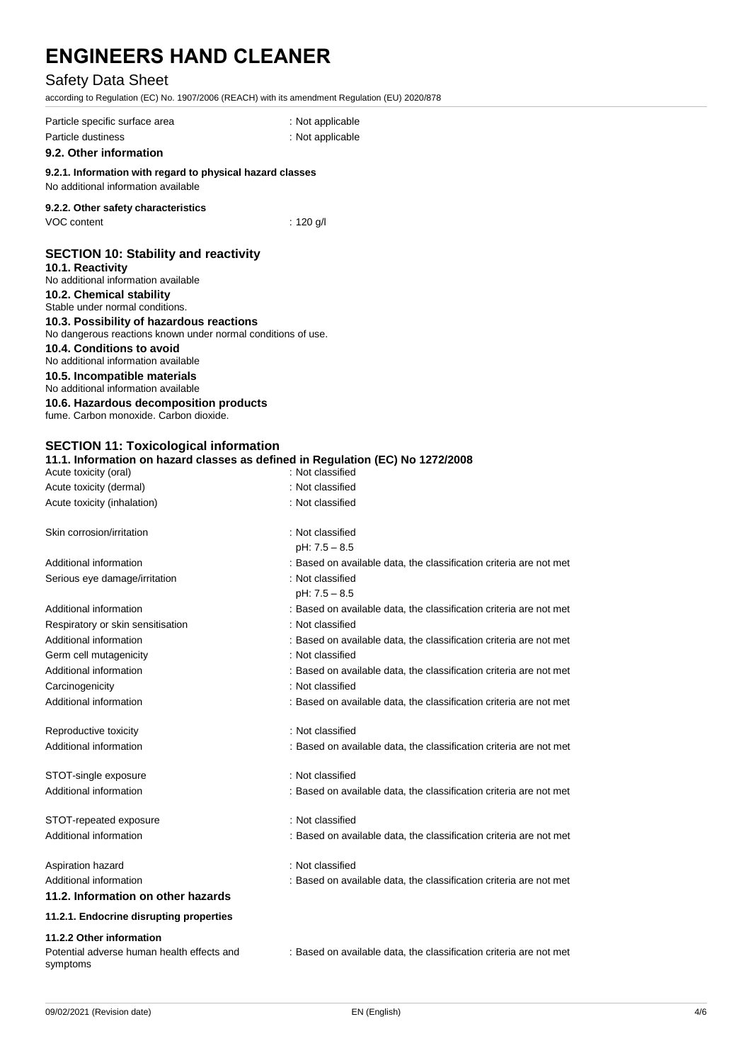| | |
|---|---|
| Particle specific surface area | : Not applicable |
| Particle dustiness | : Not applicable |

### 9.2. Other information

**9.2.1. Information with regard to physical hazard classes**

No additional information available

**9.2.2. Other safety characteristics**

| | |
|---|---|
| VOC content | : 120 g/l |

## SECTION 10: Stability and reactivity

### 10.1. Reactivity

No additional information available

### 10.2. Chemical stability

Stable under normal conditions.

### 10.3. Possibility of hazardous reactions

No dangerous reactions known under normal conditions of use.

### 10.4. Conditions to avoid

No additional information available

### 10.5. Incompatible materials

No additional information available

### 10.6. Hazardous decomposition products

fume. Carbon monoxide. Carbon dioxide.

## SECTION 11: Toxicological information

### 11.1. Information on hazard classes as defined in Regulation (EC) No 1272/2008

| | |
|---|---|
| Acute toxicity (oral) | : Not classified |
| Acute toxicity (dermal) | : Not classified |
| Acute toxicity (inhalation) | : Not classified |
| Skin corrosion/irritation | : Not classified<br>pH: 7.5 – 8.5 |
| Additional information | : Based on available data, the classification criteria are not met |
| Serious eye damage/irritation | : Not classified<br>pH: 7.5 – 8.5 |
| Additional information | : Based on available data, the classification criteria are not met |
| Respiratory or skin sensitisation | : Not classified |
| Additional information | : Based on available data, the classification criteria are not met |
| Germ cell mutagenicity | : Not classified |
| Additional information | : Based on available data, the classification criteria are not met |
| Carcinogenicity | : Not classified |
| Additional information | : Based on available data, the classification criteria are not met |
| Reproductive toxicity | : Not classified |
| Additional information | : Based on available data, the classification criteria are not met |
| STOT-single exposure | : Not classified |
| Additional information | : Based on available data, the classification criteria are not met |
| STOT-repeated exposure | : Not classified |
| Additional information | : Based on available data, the classification criteria are not met |
| Aspiration hazard | : Not classified |
| Additional information | : Based on available data, the classification criteria are not met |

### 11.2. Information on other hazards

**11.2.1. Endocrine disrupting properties**

**11.2.2 Other information**

| | |
|---|---|
| Potential adverse human health effects and symptoms | : Based on available data, the classification criteria are not met |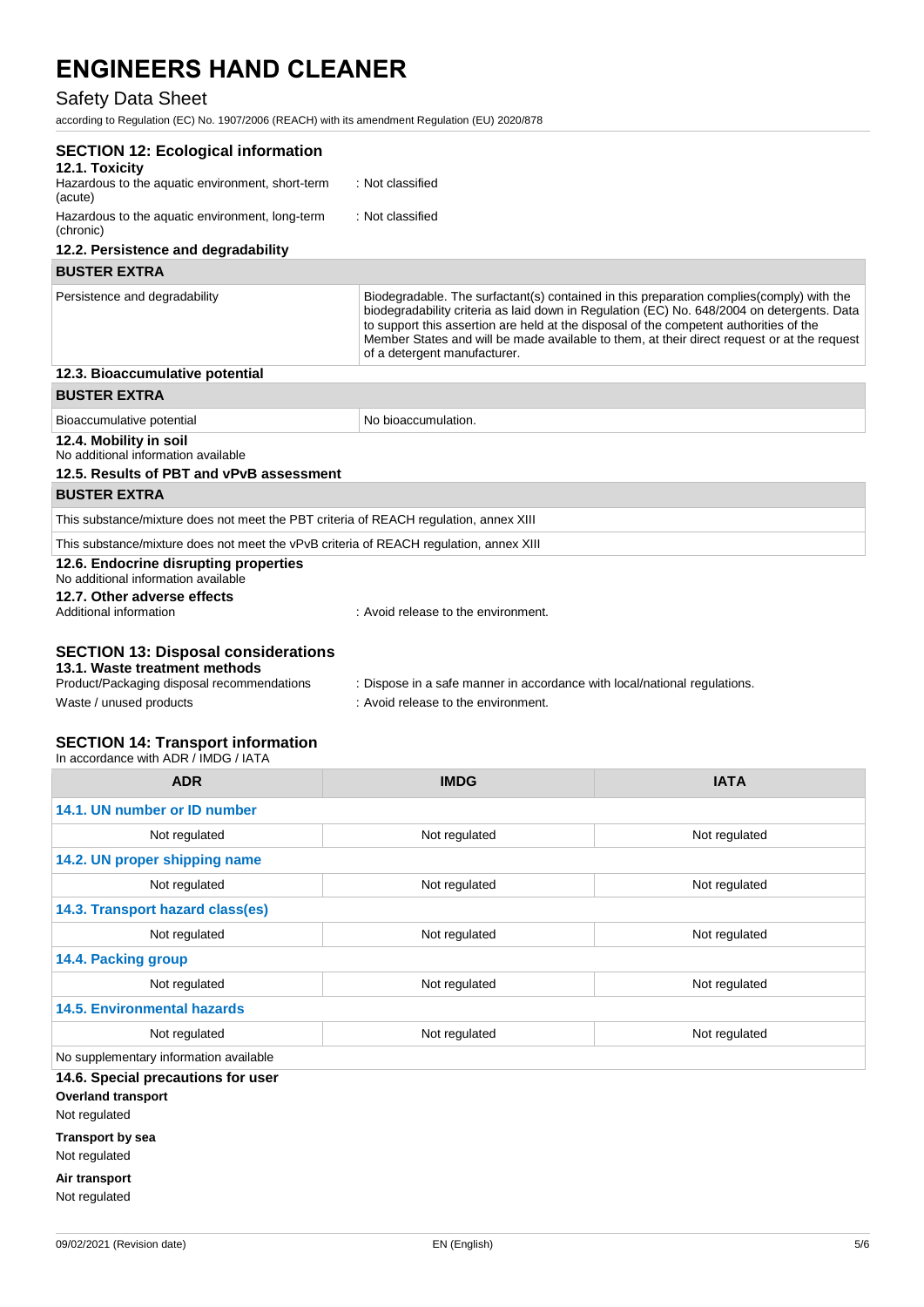## SECTION 12: Ecological information

### 12.1. Toxicity

Hazardous to the aquatic environment, short-term (acute) : Not classified

Hazardous to the aquatic environment, long-term (chronic) : Not classified

### 12.2. Persistence and degradability

| BUSTER EXTRA | |
|---|---|
| Persistence and degradability | Biodegradable. The surfactant(s) contained in this preparation complies(comply) with the biodegradability criteria as laid down in Regulation (EC) No. 648/2004 on detergents. Data to support this assertion are held at the disposal of the competent authorities of the Member States and will be made available to them, at their direct request or at the request of a detergent manufacturer. |

### 12.3. Bioaccumulative potential

| BUSTER EXTRA | |
|---|---|
| Bioaccumulative potential | No bioaccumulation. |

### 12.4. Mobility in soil

No additional information available

### 12.5. Results of PBT and vPvB assessment

| BUSTER EXTRA |
|---|
| This substance/mixture does not meet the PBT criteria of REACH regulation, annex XIII |
| This substance/mixture does not meet the vPvB criteria of REACH regulation, annex XIII |

### 12.6. Endocrine disrupting properties

No additional information available

### 12.7. Other adverse effects

Additional information : Avoid release to the environment.

## SECTION 13: Disposal considerations

### 13.1. Waste treatment methods

Product/Packaging disposal recommendations : Dispose in a safe manner in accordance with local/national regulations.

Waste / unused products : Avoid release to the environment.

## SECTION 14: Transport information

In accordance with ADR / IMDG / IATA

| ADR | IMDG | IATA |
|---|---|---|
| **14.1. UN number or ID number** | | |
| Not regulated | Not regulated | Not regulated |
| **14.2. UN proper shipping name** | | |
| Not regulated | Not regulated | Not regulated |
| **14.3. Transport hazard class(es)** | | |
| Not regulated | Not regulated | Not regulated |
| **14.4. Packing group** | | |
| Not regulated | Not regulated | Not regulated |
| **14.5. Environmental hazards** | | |
| Not regulated | Not regulated | Not regulated |
| No supplementary information available | | |

### 14.6. Special precautions for user

**Overland transport**

Not regulated

**Transport by sea**

Not regulated

**Air transport**

Not regulated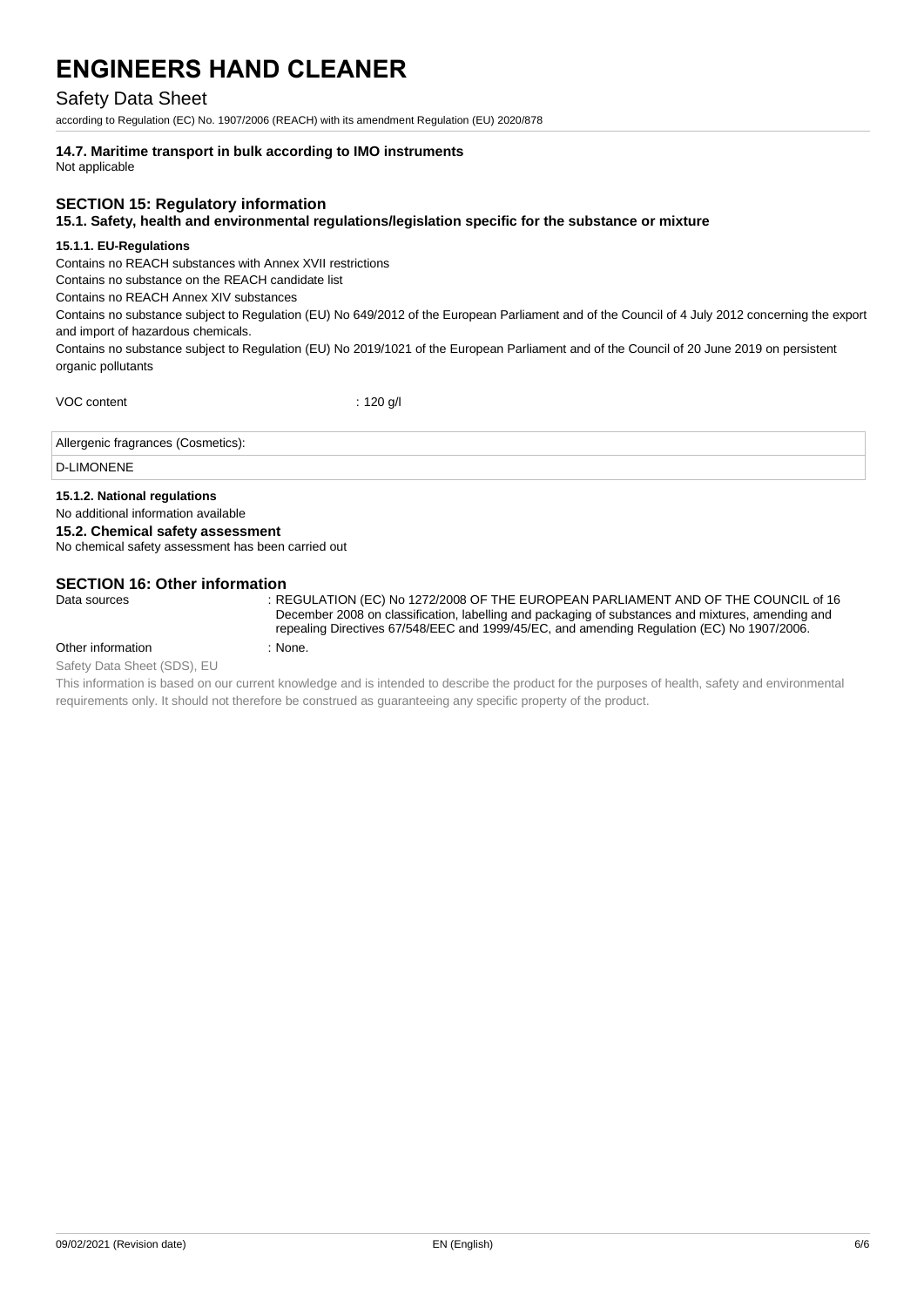#### 14.7. Maritime transport in bulk according to IMO instruments

Not applicable

## SECTION 15: Regulatory information

### 15.1. Safety, health and environmental regulations/legislation specific for the substance or mixture

#### 15.1.1. EU-Regulations

Contains no REACH substances with Annex XVII restrictions

Contains no substance on the REACH candidate list

Contains no REACH Annex XIV substances

Contains no substance subject to Regulation (EU) No 649/2012 of the European Parliament and of the Council of 4 July 2012 concerning the export and import of hazardous chemicals.

Contains no substance subject to Regulation (EU) No 2019/1021 of the European Parliament and of the Council of 20 June 2019 on persistent organic pollutants

VOC content : 120 g/l

| Allergenic fragrances (Cosmetics): |
|---|
| D-LIMONENE |

#### 15.1.2. National regulations

No additional information available

### 15.2. Chemical safety assessment

No chemical safety assessment has been carried out

## SECTION 16: Other information

Data sources : REGULATION (EC) No 1272/2008 OF THE EUROPEAN PARLIAMENT AND OF THE COUNCIL of 16 December 2008 on classification, labelling and packaging of substances and mixtures, amending and repealing Directives 67/548/EEC and 1999/45/EC, and amending Regulation (EC) No 1907/2006.

Other information : None.

Safety Data Sheet (SDS), EU

This information is based on our current knowledge and is intended to describe the product for the purposes of health, safety and environmental requirements only. It should not therefore be construed as guaranteeing any specific property of the product.